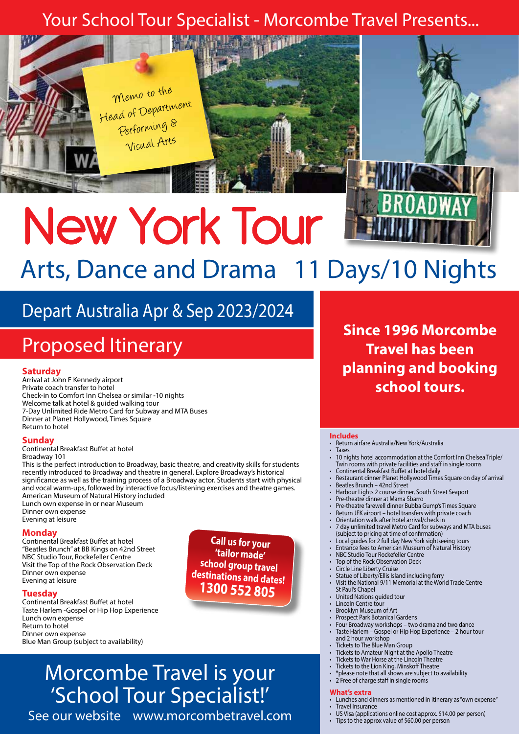Your School Tour Specialist - Morcombe Travel Presents...

Memo to the Head of Department Performing & Visual Arts

# New York Tour

## Arts, Dance and Drama 11 Days/10 Nights

### Depart Australia Apr & Sep 2023/2024

## Proposed Itinerary

**Saturday**
Arrival at John F Kennedy airport
Private coach transfer to hotel
Check-in to Comfort Inn Chelsea or similar -10 nights
Welcome talk at hotel & guided walking tour
7-Day Unlimited Ride Metro Card for Subway and MTA Buses
Dinner at Planet Hollywood, Times Square
Return to hotel

**Sunday**
Continental Breakfast Buffet at hotel
Broadway 101
This is the perfect introduction to Broadway, basic theatre, and creativity skills for students recently introduced to Broadway and theatre in general. Explore Broadway's historical significance as well as the training process of a Broadway actor. Students start with physical and vocal warm-ups, followed by interactive focus/listening exercises and theatre games.
American Museum of Natural History included
Lunch own expense in or near Museum
Dinner own expense
Evening at leisure

**Monday**
Continental Breakfast Buffet at hotel
"Beatles Brunch" at BB Kings on 42nd Street
NBC Studio Tour, Rockefeller Centre
Visit the Top of the Rock Observation Deck
Dinner own expense
Evening at leisure

**Tuesday**
Continental Breakfast Buffet at hotel
Taste Harlem -Gospel or Hip Hop Experience
Lunch own expense
Return to hotel
Dinner own expense
Blue Man Group (subject to availability)

**Call us for your 'tailor made' school group travel destinations and dates! 1300 552 805**

## Morcombe Travel is your 'School Tour Specialist!'

See our website www.morcombetravel.com

**Since 1996 Morcombe Travel has been planning and booking school tours.**

**Includes**

- Return airfare Australia/New York/Australia
- Taxes
- 10 nights hotel accommodation at the Comfort Inn Chelsea Triple/Twin rooms with private facilities and staff in single rooms
- Continental Breakfast Buffet at hotel daily
- Restaurant dinner Planet Hollywood Times Square on day of arrival
- Beatles Brunch – 42nd Street
- Harbour Lights 2 course dinner, South Street Seaport
- Pre-theatre dinner at Mama Sbarro
- Pre-theatre farewell dinner Bubba Gump's Times Square
- Return JFK airport – hotel transfers with private coach
- Orientation walk after hotel arrival/check in
- 7 day unlimited travel Metro Card for subways and MTA buses (subject to pricing at time of confirmation)
- Local guides for 2 full day New York sightseeing tours
- Entrance fees to American Museum of Natural History
- NBC Studio Tour Rockefeller Centre
- Top of the Rock Observation Deck
- Circle Line Liberty Cruise
- Statue of Liberty/Ellis Island including ferry
- Visit the National 9/11 Memorial at the World Trade Centre St Paul's Chapel
- United Nations guided tour
- Lincoln Centre tour
- Brooklyn Museum of Art
- Prospect Park Botanical Gardens
- Four Broadway workshops – two drama and two dance
- Taste Harlem – Gospel or Hip Hop Experience – 2 hour tour and 2 hour workshop
- Tickets to The Blue Man Group
- Tickets to Amateur Night at the Apollo Theatre
- Tickets to War Horse at the Lincoln Theatre
- Tickets to the Lion King, Minskoff Theatre
- *please note that all shows are subject to availability
- 2 Free of charge staff in single rooms

**What's extra**

- Lunches and dinners as mentioned in itinerary as "own expense"
- Travel Insurance
- US Visa (applications online cost approx. $14.00 per person)
- Tips to the approx value of $60.00 per person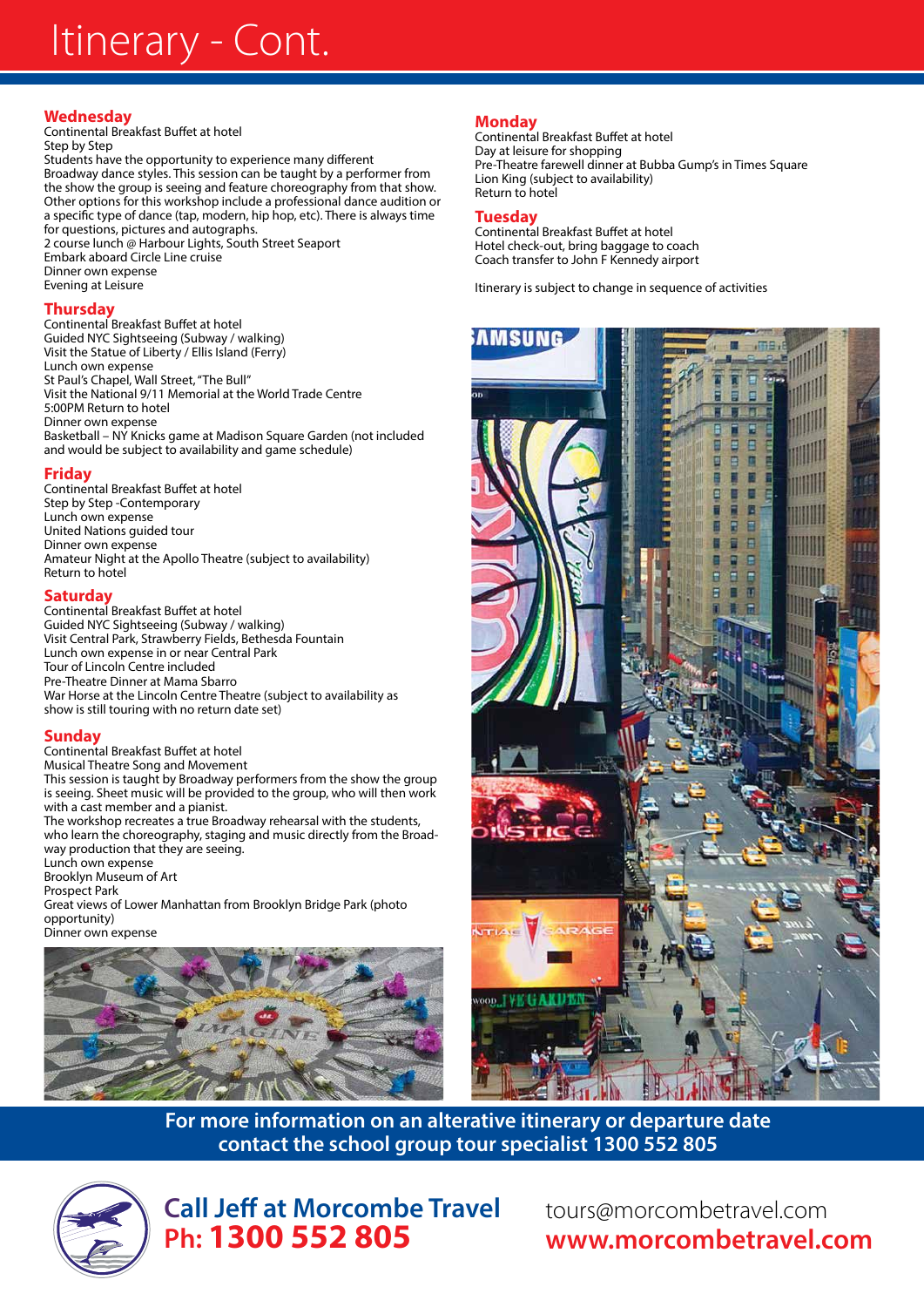# Itinerary - Cont.

## Wednesday

Continental Breakfast Buffet at hotel
Step by Step
Students have the opportunity to experience many different Broadway dance styles. This session can be taught by a performer from the show the group is seeing and feature choreography from that show. Other options for this workshop include a professional dance audition or a specific type of dance (tap, modern, hip hop, etc). There is always time for questions, pictures and autographs.
2 course lunch @ Harbour Lights, South Street Seaport
Embark aboard Circle Line cruise
Dinner own expense
Evening at Leisure

## Thursday

Continental Breakfast Buffet at hotel
Guided NYC Sightseeing (Subway / walking)
Visit the Statue of Liberty / Ellis Island (Ferry)
Lunch own expense
St Paul's Chapel, Wall Street, "The Bull"
Visit the National 9/11 Memorial at the World Trade Centre
5:00PM Return to hotel
Dinner own expense
Basketball – NY Knicks game at Madison Square Garden (not included and would be subject to availability and game schedule)

## Friday

Continental Breakfast Buffet at hotel
Step by Step -Contemporary
Lunch own expense
United Nations guided tour
Dinner own expense
Amateur Night at the Apollo Theatre (subject to availability)
Return to hotel

## Saturday

Continental Breakfast Buffet at hotel
Guided NYC Sightseeing (Subway / walking)
Visit Central Park, Strawberry Fields, Bethesda Fountain
Lunch own expense in or near Central Park
Tour of Lincoln Centre included
Pre-Theatre Dinner at Mama Sbarro
War Horse at the Lincoln Centre Theatre (subject to availability as show is still touring with no return date set)

## Sunday

Continental Breakfast Buffet at hotel
Musical Theatre Song and Movement
This session is taught by Broadway performers from the show the group is seeing. Sheet music will be provided to the group, who will then work with a cast member and a pianist.
The workshop recreates a true Broadway rehearsal with the students, who learn the choreography, staging and music directly from the Broadway production that they are seeing.
Lunch own expense
Brooklyn Museum of Art
Prospect Park
Great views of Lower Manhattan from Brooklyn Bridge Park (photo opportunity)
Dinner own expense

## Monday

Continental Breakfast Buffet at hotel
Day at leisure for shopping
Pre-Theatre farewell dinner at Bubba Gump's in Times Square
Lion King (subject to availability)
Return to hotel

## Tuesday

Continental Breakfast Buffet at hotel
Hotel check-out, bring baggage to coach
Coach transfer to John F Kennedy airport

Itinerary is subject to change in sequence of activities

**For more information on an alterative itinerary or departure date contact the school group tour specialist 1300 552 805**

**Call Jeff at Morcombe Travel**
**Ph: 1300 552 805**

tours@morcombetravel.com
**www.morcombetravel.com**